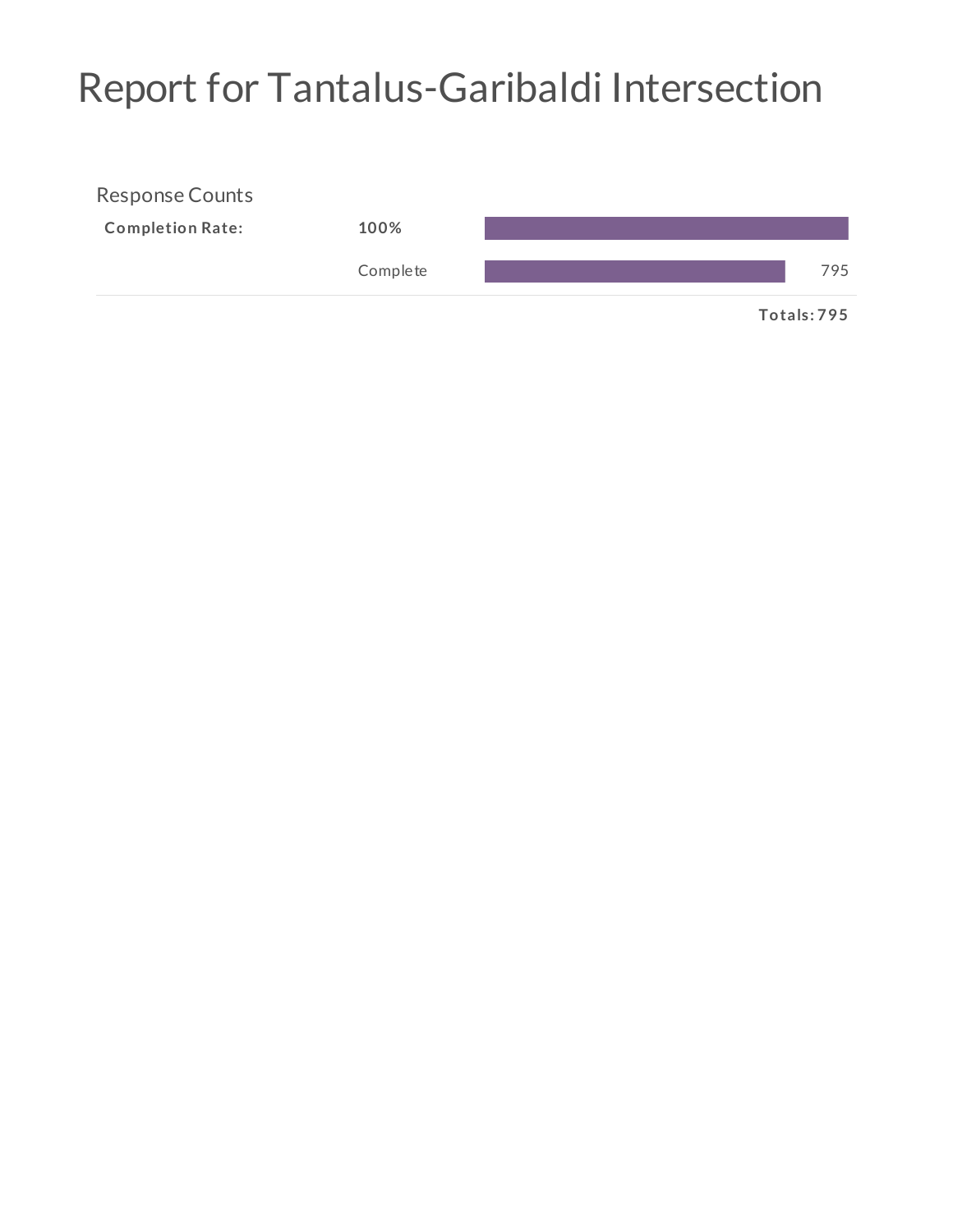# Report for Tantalus-Garibaldi Intersection

## Response Counts

| | | |
|---|---|---|
| **Completion Rate:** | **100%** | |
| | Complete | 795 |
| | | **Totals: 795** |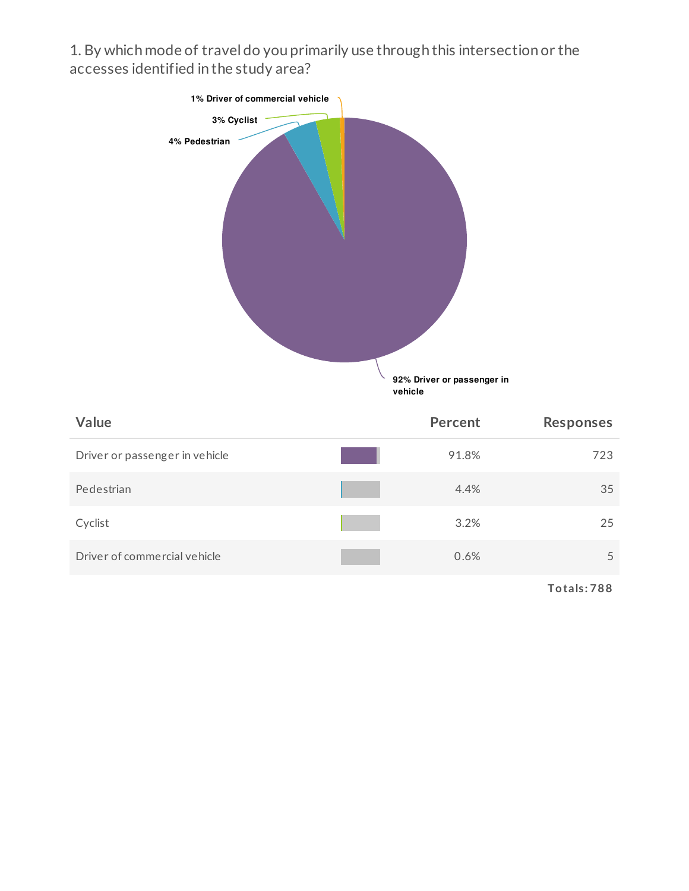1. By which mode of travel do you primarily use through this intersection or the accesses identified in the study area?

1% Driver of commercial vehicle

3% Cyclist

4% Pedestrian

92% Driver or passenger in vehicle

| Value | Percent | Responses |
|---|---|---|
| Driver or passenger in vehicle | 91.8% | 723 |
| Pedestrian | 4.4% | 35 |
| Cyclist | 3.2% | 25 |
| Driver of commercial vehicle | 0.6% | 5 |

**Totals: 788**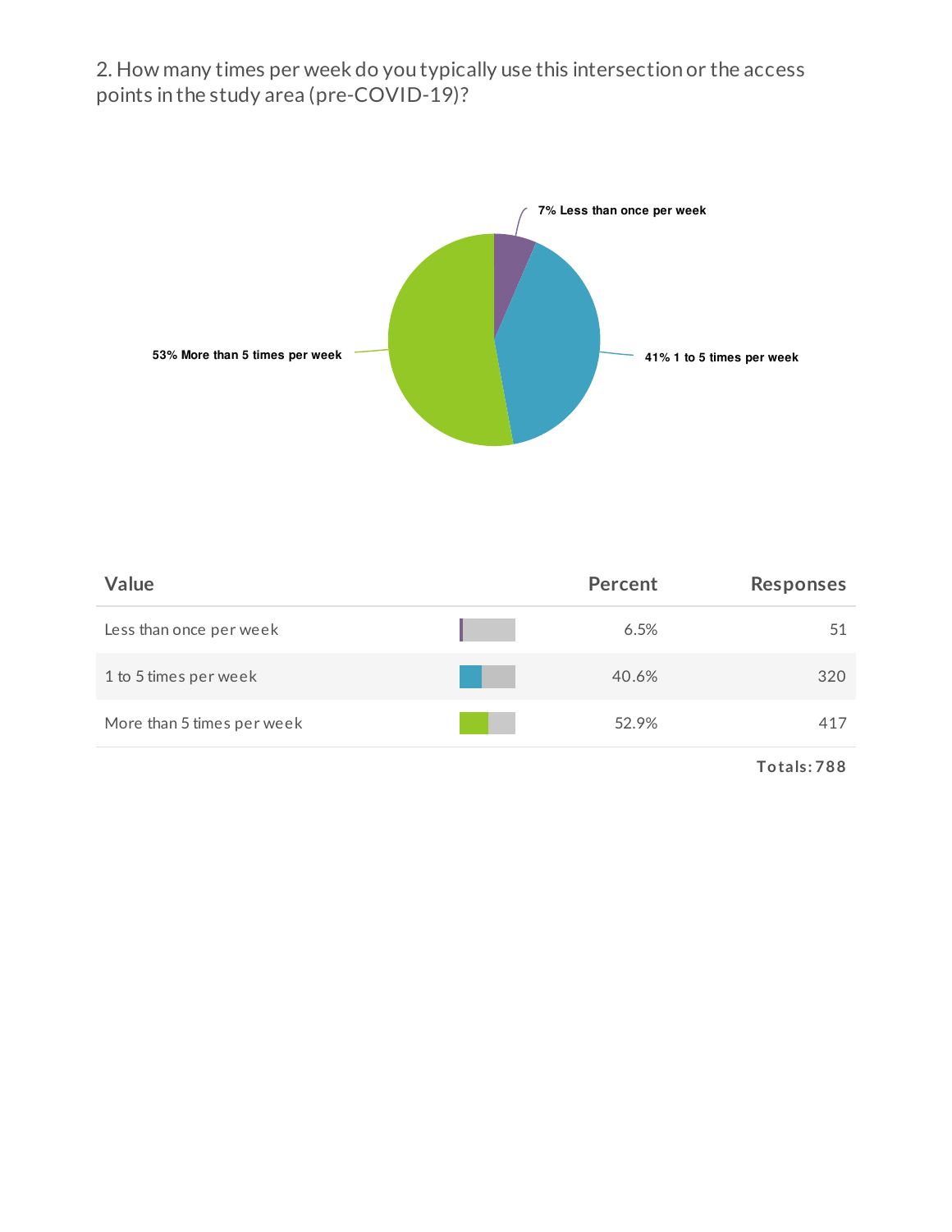## 2. How many times per week do you typically use this intersection or the access points in the study area (pre-COVID-19)?

7% Less than once per week

41% 1 to 5 times per week

53% More than 5 times per week

| Value | Percent | Responses |
|---|---|---|
| Less than once per week | 6.5% | 51 |
| 1 to 5 times per week | 40.6% | 320 |
| More than 5 times per week | 52.9% | 417 |

**Totals: 788**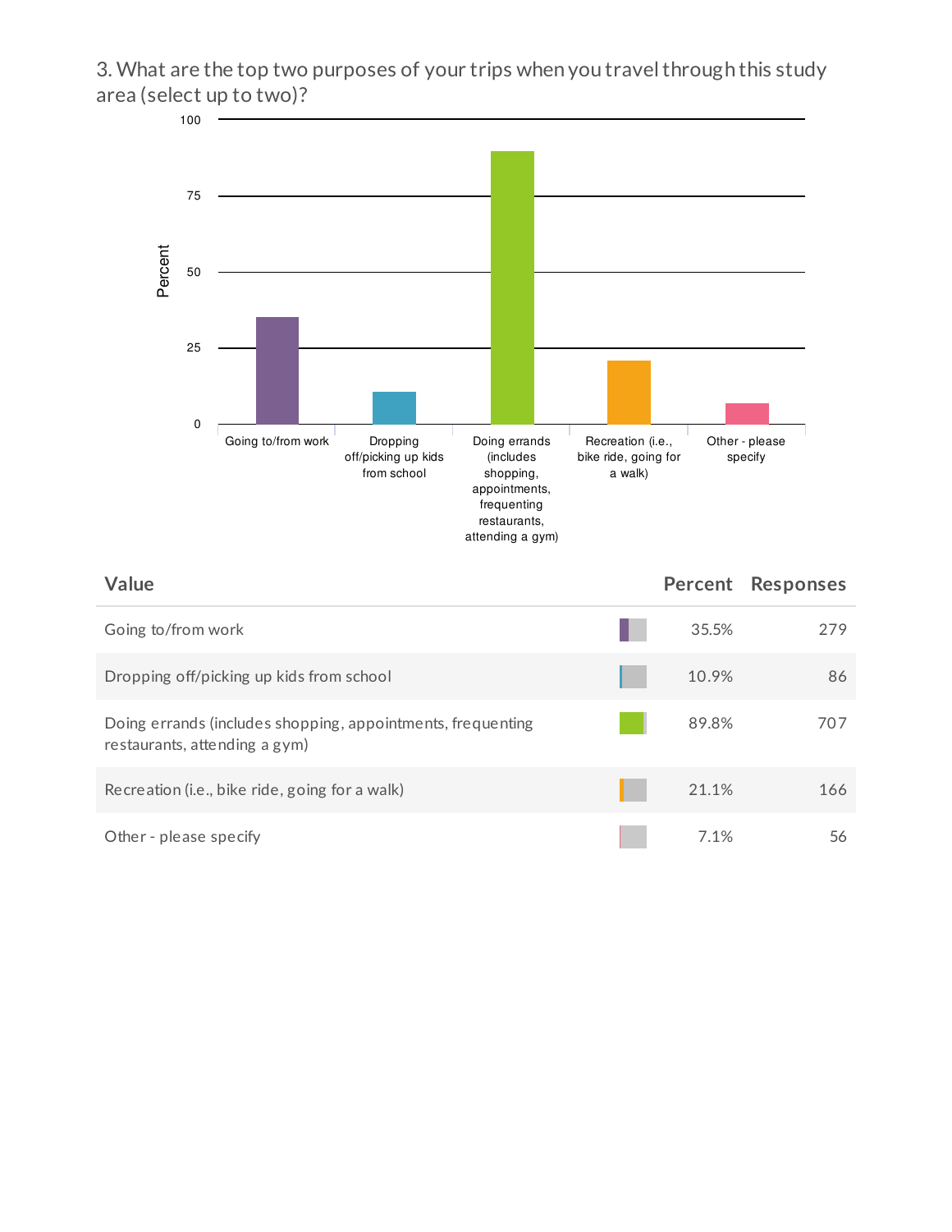### 3. What are the top two purposes of your trips when you travel through this study area (select up to two)?

| Value | Percent | Responses |
|---|---|---|
| Going to/from work | 35.5% | 279 |
| Dropping off/picking up kids from school | 10.9% | 86 |
| Doing errands (includes shopping, appointments, frequenting restaurants, attending a gym) | 89.8% | 707 |
| Recreation (i.e., bike ride, going for a walk) | 21.1% | 166 |
| Other - please specify | 7.1% | 56 |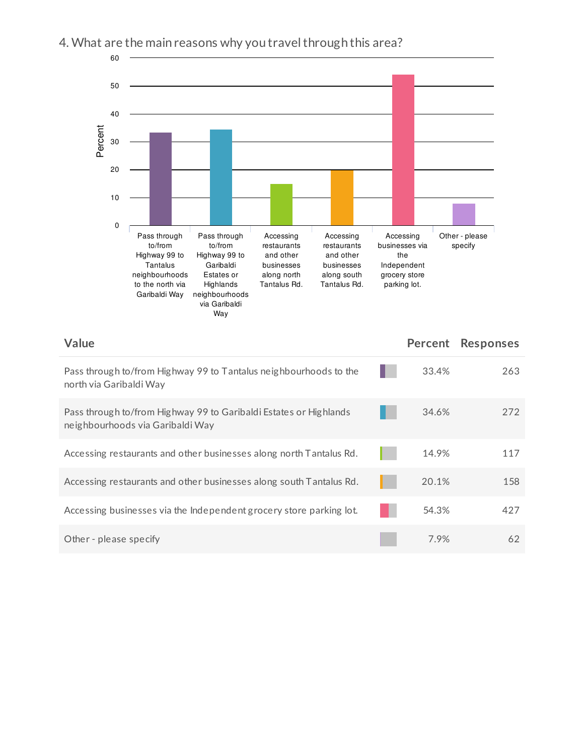## 4. What are the main reasons why you travel through this area?

| Value | Percent | Responses |
|---|---|---|
| Pass through to/from Highway 99 to Tantalus neighbourhoods to the north via Garibaldi Way | 33.4% | 263 |
| Pass through to/from Highway 99 to Garibaldi Estates or Highlands neighbourhoods via Garibaldi Way | 34.6% | 272 |
| Accessing restaurants and other businesses along north Tantalus Rd. | 14.9% | 117 |
| Accessing restaurants and other businesses along south Tantalus Rd. | 20.1% | 158 |
| Accessing businesses via the Independent grocery store parking lot. | 54.3% | 427 |
| Other - please specify | 7.9% | 62 |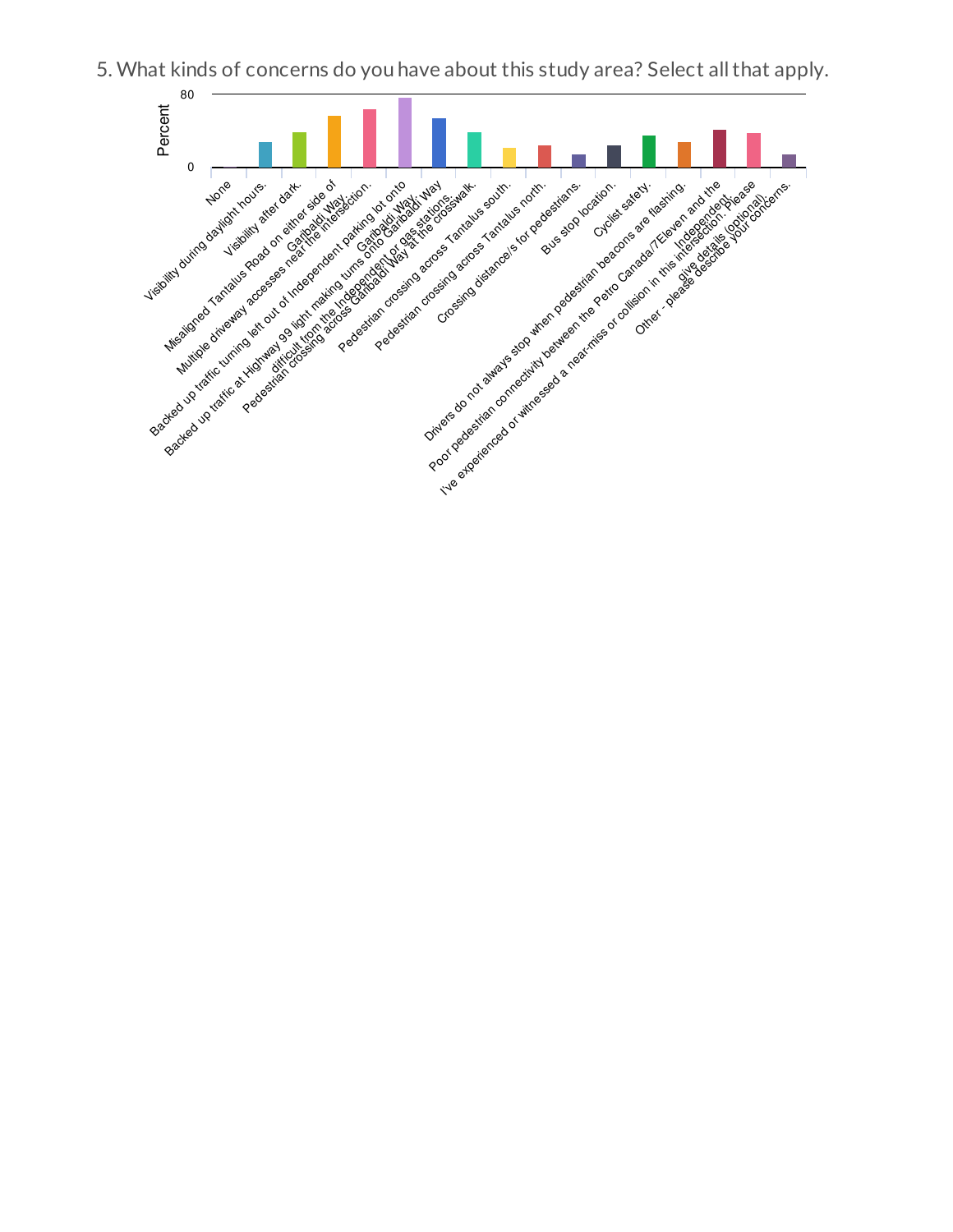5. What kinds of concerns do you have about this study area? Select all that apply.

Percent

80

0

None

Visibility during daylight hours.

Visibility after dark.

Misaligned Tantalus Road on either side of Garibaldi Way.

Multiple driveway accesses near the intersection.

Backed up traffic turning left out of Independent parking lot onto Garibaldi Way.

Backed up traffic at Highway 99 light making turns onto Garibaldi Way difficult from the Independent or gas stations.

Pedestrian crossing across Garibaldi Way at the crosswalk.

Pedestrian crossing across Tantalus south.

Pedestrian crossing across Tantalus north.

Crossing distance/s for pedestrians.

Bus stop location.

Cyclist safety.

Drivers do not always stop when pedestrian beacons are flashing.

Poor pedestrian connectivity between the Petro Canada/7Eleven and the Independent.

I've experienced or witnessed a near-miss or collision in this intersection. Please give details (optional).

Other - please describe your concerns.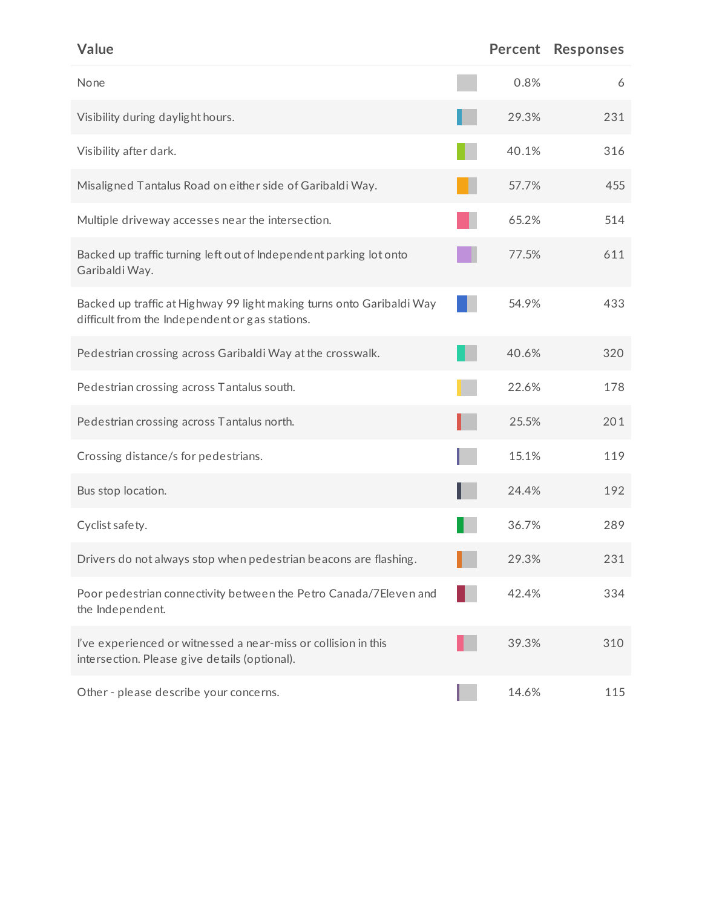| Value | Percent | Responses |
|---|---|---|
| None | 0.8% | 6 |
| Visibility during daylight hours. | 29.3% | 231 |
| Visibility after dark. | 40.1% | 316 |
| Misaligned Tantalus Road on either side of Garibaldi Way. | 57.7% | 455 |
| Multiple driveway accesses near the intersection. | 65.2% | 514 |
| Backed up traffic turning left out of Independent parking lot onto Garibaldi Way. | 77.5% | 611 |
| Backed up traffic at Highway 99 light making turns onto Garibaldi Way difficult from the Independent or gas stations. | 54.9% | 433 |
| Pedestrian crossing across Garibaldi Way at the crosswalk. | 40.6% | 320 |
| Pedestrian crossing across Tantalus south. | 22.6% | 178 |
| Pedestrian crossing across Tantalus north. | 25.5% | 201 |
| Crossing distance/s for pedestrians. | 15.1% | 119 |
| Bus stop location. | 24.4% | 192 |
| Cyclist safety. | 36.7% | 289 |
| Drivers do not always stop when pedestrian beacons are flashing. | 29.3% | 231 |
| Poor pedestrian connectivity between the Petro Canada/7Eleven and the Independent. | 42.4% | 334 |
| I've experienced or witnessed a near-miss or collision in this intersection. Please give details (optional). | 39.3% | 310 |
| Other - please describe your concerns. | 14.6% | 115 |